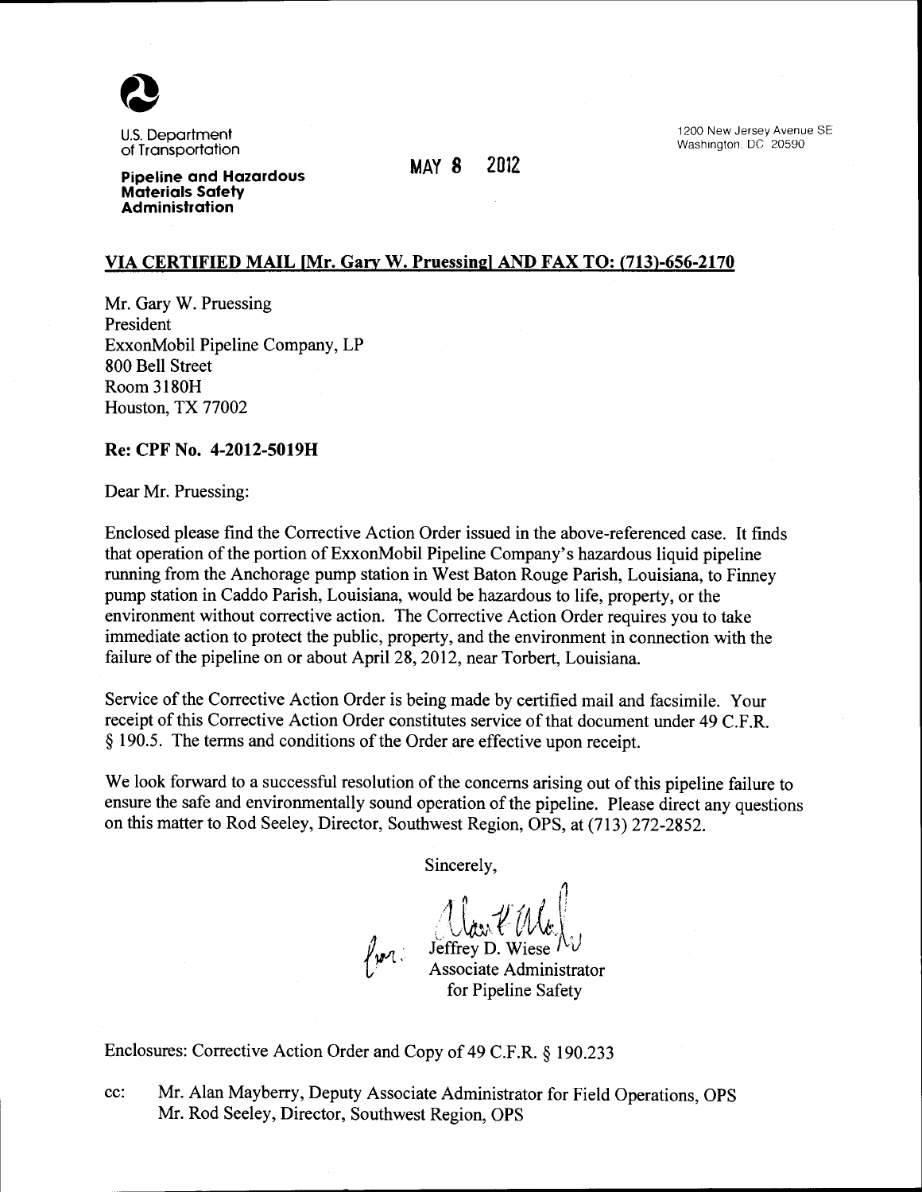U.S. Department of Transportation

**Pipeline and Hazardous Materials Safety Administration**

1200 New Jersey Avenue SE
Washington, DC 20590

MAY 8 2012

**VIA CERTIFIED MAIL [Mr. Gary W. Pruessing] AND FAX TO: (713)-656-2170**

Mr. Gary W. Pruessing
President
ExxonMobil Pipeline Company, LP
800 Bell Street
Room 3180H
Houston, TX 77002

**Re: CPF No. 4-2012-5019H**

Dear Mr. Pruessing:

Enclosed please find the Corrective Action Order issued in the above-referenced case. It finds that operation of the portion of ExxonMobil Pipeline Company's hazardous liquid pipeline running from the Anchorage pump station in West Baton Rouge Parish, Louisiana, to Finney pump station in Caddo Parish, Louisiana, would be hazardous to life, property, or the environment without corrective action. The Corrective Action Order requires you to take immediate action to protect the public, property, and the environment in connection with the failure of the pipeline on or about April 28, 2012, near Torbert, Louisiana.

Service of the Corrective Action Order is being made by certified mail and facsimile. Your receipt of this Corrective Action Order constitutes service of that document under 49 C.F.R. § 190.5. The terms and conditions of the Order are effective upon receipt.

We look forward to a successful resolution of the concerns arising out of this pipeline failure to ensure the safe and environmentally sound operation of the pipeline. Please direct any questions on this matter to Rod Seeley, Director, Southwest Region, OPS, at (713) 272-2852.

Sincerely,

for: Jeffrey D. Wiese
Associate Administrator
for Pipeline Safety

Enclosures: Corrective Action Order and Copy of 49 C.F.R. § 190.233

cc: Mr. Alan Mayberry, Deputy Associate Administrator for Field Operations, OPS
Mr. Rod Seeley, Director, Southwest Region, OPS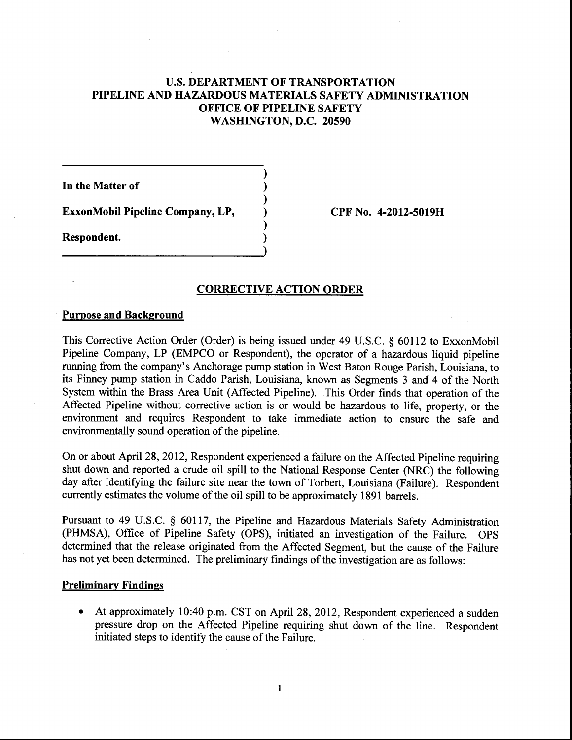# U.S. DEPARTMENT OF TRANSPORTATION
# PIPELINE AND HAZARDOUS MATERIALS SAFETY ADMINISTRATION
# OFFICE OF PIPELINE SAFETY
# WASHINGTON, D.C. 20590

**In the Matter of**

**ExxonMobil Pipeline Company, LP,**

**Respondent.**

**CPF No. 4-2012-5019H**

## CORRECTIVE ACTION ORDER

### Purpose and Background

This Corrective Action Order (Order) is being issued under 49 U.S.C. § 60112 to ExxonMobil Pipeline Company, LP (EMPCO or Respondent), the operator of a hazardous liquid pipeline running from the company's Anchorage pump station in West Baton Rouge Parish, Louisiana, to its Finney pump station in Caddo Parish, Louisiana, known as Segments 3 and 4 of the North System within the Brass Area Unit (Affected Pipeline). This Order finds that operation of the Affected Pipeline without corrective action is or would be hazardous to life, property, or the environment and requires Respondent to take immediate action to ensure the safe and environmentally sound operation of the pipeline.

On or about April 28, 2012, Respondent experienced a failure on the Affected Pipeline requiring shut down and reported a crude oil spill to the National Response Center (NRC) the following day after identifying the failure site near the town of Torbert, Louisiana (Failure). Respondent currently estimates the volume of the oil spill to be approximately 1891 barrels.

Pursuant to 49 U.S.C. § 60117, the Pipeline and Hazardous Materials Safety Administration (PHMSA), Office of Pipeline Safety (OPS), initiated an investigation of the Failure. OPS determined that the release originated from the Affected Segment, but the cause of the Failure has not yet been determined. The preliminary findings of the investigation are as follows:

### Preliminary Findings

- At approximately 10:40 p.m. CST on April 28, 2012, Respondent experienced a sudden pressure drop on the Affected Pipeline requiring shut down of the line. Respondent initiated steps to identify the cause of the Failure.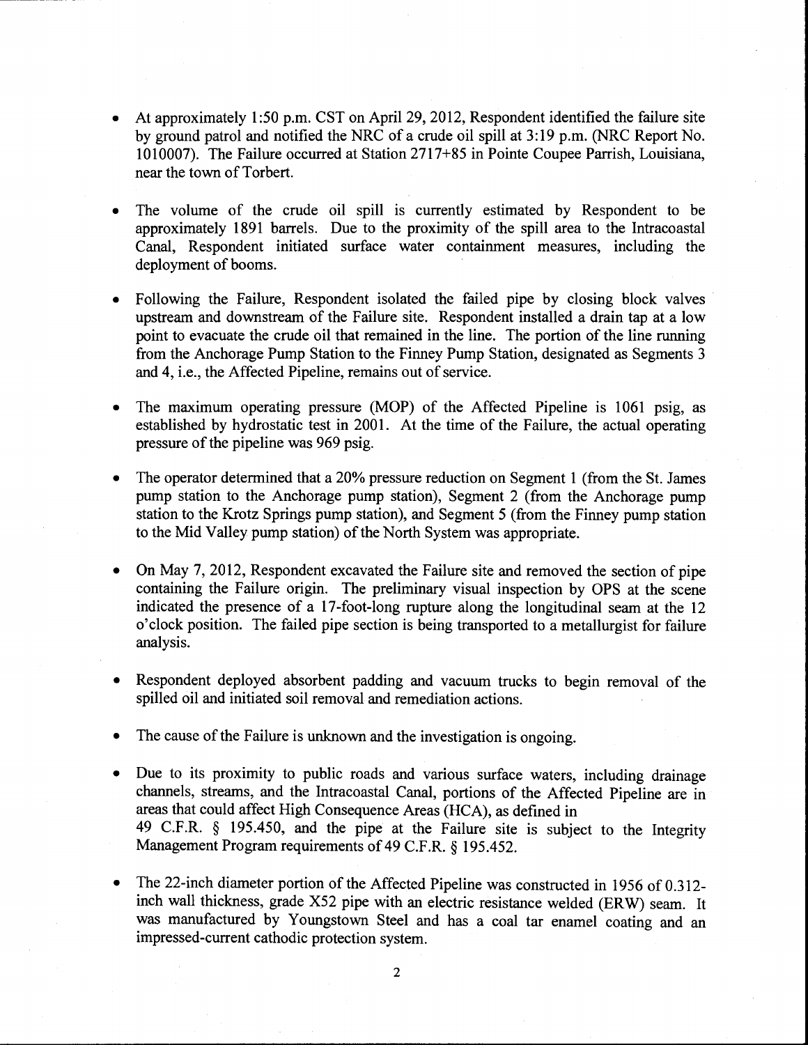- At approximately 1:50 p.m. CST on April 29, 2012, Respondent identified the failure site by ground patrol and notified the NRC of a crude oil spill at 3:19 p.m. (NRC Report No. 1010007). The Failure occurred at Station 2717+85 in Pointe Coupee Parrish, Louisiana, near the town of Torbert.

- The volume of the crude oil spill is currently estimated by Respondent to be approximately 1891 barrels. Due to the proximity of the spill area to the Intracoastal Canal, Respondent initiated surface water containment measures, including the deployment of booms.

- Following the Failure, Respondent isolated the failed pipe by closing block valves upstream and downstream of the Failure site. Respondent installed a drain tap at a low point to evacuate the crude oil that remained in the line. The portion of the line running from the Anchorage Pump Station to the Finney Pump Station, designated as Segments 3 and 4, i.e., the Affected Pipeline, remains out of service.

- The maximum operating pressure (MOP) of the Affected Pipeline is 1061 psig, as established by hydrostatic test in 2001. At the time of the Failure, the actual operating pressure of the pipeline was 969 psig.

- The operator determined that a 20% pressure reduction on Segment 1 (from the St. James pump station to the Anchorage pump station), Segment 2 (from the Anchorage pump station to the Krotz Springs pump station), and Segment 5 (from the Finney pump station to the Mid Valley pump station) of the North System was appropriate.

- On May 7, 2012, Respondent excavated the Failure site and removed the section of pipe containing the Failure origin. The preliminary visual inspection by OPS at the scene indicated the presence of a 17-foot-long rupture along the longitudinal seam at the 12 o'clock position. The failed pipe section is being transported to a metallurgist for failure analysis.

- Respondent deployed absorbent padding and vacuum trucks to begin removal of the spilled oil and initiated soil removal and remediation actions.

- The cause of the Failure is unknown and the investigation is ongoing.

- Due to its proximity to public roads and various surface waters, including drainage channels, streams, and the Intracoastal Canal, portions of the Affected Pipeline are in areas that could affect High Consequence Areas (HCA), as defined in 49 C.F.R. § 195.450, and the pipe at the Failure site is subject to the Integrity Management Program requirements of 49 C.F.R. § 195.452.

- The 22-inch diameter portion of the Affected Pipeline was constructed in 1956 of 0.312-inch wall thickness, grade X52 pipe with an electric resistance welded (ERW) seam. It was manufactured by Youngstown Steel and has a coal tar enamel coating and an impressed-current cathodic protection system.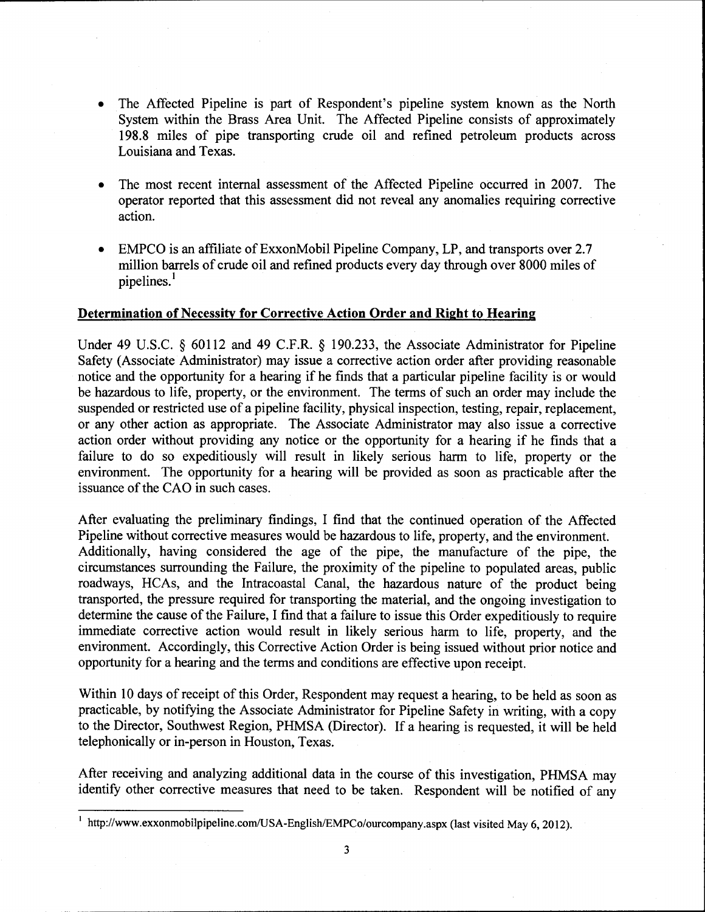- The Affected Pipeline is part of Respondent's pipeline system known as the North System within the Brass Area Unit. The Affected Pipeline consists of approximately 198.8 miles of pipe transporting crude oil and refined petroleum products across Louisiana and Texas.

- The most recent internal assessment of the Affected Pipeline occurred in 2007. The operator reported that this assessment did not reveal any anomalies requiring corrective action.

- EMPCO is an affiliate of ExxonMobil Pipeline Company, LP, and transports over 2.7 million barrels of crude oil and refined products every day through over 8000 miles of pipelines.[1]

**Determination of Necessity for Corrective Action Order and Right to Hearing**

Under 49 U.S.C. § 60112 and 49 C.F.R. § 190.233, the Associate Administrator for Pipeline Safety (Associate Administrator) may issue a corrective action order after providing reasonable notice and the opportunity for a hearing if he finds that a particular pipeline facility is or would be hazardous to life, property, or the environment. The terms of such an order may include the suspended or restricted use of a pipeline facility, physical inspection, testing, repair, replacement, or any other action as appropriate. The Associate Administrator may also issue a corrective action order without providing any notice or the opportunity for a hearing if he finds that a failure to do so expeditiously will result in likely serious harm to life, property or the environment. The opportunity for a hearing will be provided as soon as practicable after the issuance of the CAO in such cases.

After evaluating the preliminary findings, I find that the continued operation of the Affected Pipeline without corrective measures would be hazardous to life, property, and the environment. Additionally, having considered the age of the pipe, the manufacture of the pipe, the circumstances surrounding the Failure, the proximity of the pipeline to populated areas, public roadways, HCAs, and the Intracoastal Canal, the hazardous nature of the product being transported, the pressure required for transporting the material, and the ongoing investigation to determine the cause of the Failure, I find that a failure to issue this Order expeditiously to require immediate corrective action would result in likely serious harm to life, property, and the environment. Accordingly, this Corrective Action Order is being issued without prior notice and opportunity for a hearing and the terms and conditions are effective upon receipt.

Within 10 days of receipt of this Order, Respondent may request a hearing, to be held as soon as practicable, by notifying the Associate Administrator for Pipeline Safety in writing, with a copy to the Director, Southwest Region, PHMSA (Director). If a hearing is requested, it will be held telephonically or in-person in Houston, Texas.

After receiving and analyzing additional data in the course of this investigation, PHMSA may identify other corrective measures that need to be taken. Respondent will be notified of any

[1] http://www.exxonmobilpipeline.com/USA-English/EMPCo/ourcompany.aspx (last visited May 6, 2012).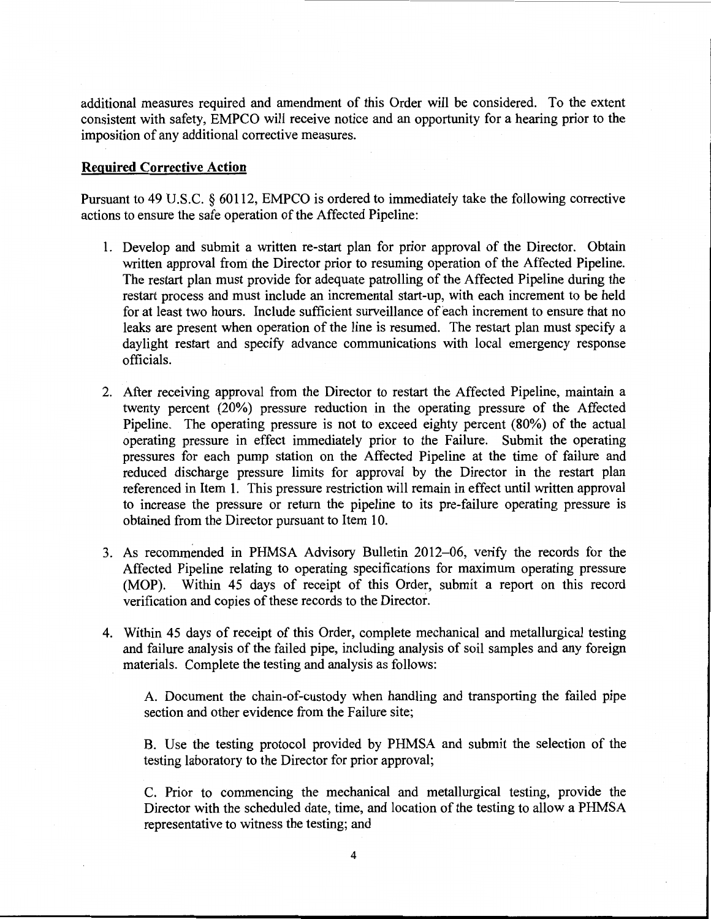additional measures required and amendment of this Order will be considered. To the extent consistent with safety, EMPCO will receive notice and an opportunity for a hearing prior to the imposition of any additional corrective measures.

## Required Corrective Action

Pursuant to 49 U.S.C. § 60112, EMPCO is ordered to immediately take the following corrective actions to ensure the safe operation of the Affected Pipeline:

1. Develop and submit a written re-start plan for prior approval of the Director. Obtain written approval from the Director prior to resuming operation of the Affected Pipeline. The restart plan must provide for adequate patrolling of the Affected Pipeline during the restart process and must include an incremental start-up, with each increment to be held for at least two hours. Include sufficient surveillance of each increment to ensure that no leaks are present when operation of the line is resumed. The restart plan must specify a daylight restart and specify advance communications with local emergency response officials.

2. After receiving approval from the Director to restart the Affected Pipeline, maintain a twenty percent (20%) pressure reduction in the operating pressure of the Affected Pipeline. The operating pressure is not to exceed eighty percent (80%) of the actual operating pressure in effect immediately prior to the Failure. Submit the operating pressures for each pump station on the Affected Pipeline at the time of failure and reduced discharge pressure limits for approval by the Director in the restart plan referenced in Item 1. This pressure restriction will remain in effect until written approval to increase the pressure or return the pipeline to its pre-failure operating pressure is obtained from the Director pursuant to Item 10.

3. As recommended in PHMSA Advisory Bulletin 2012–06, verify the records for the Affected Pipeline relating to operating specifications for maximum operating pressure (MOP). Within 45 days of receipt of this Order, submit a report on this record verification and copies of these records to the Director.

4. Within 45 days of receipt of this Order, complete mechanical and metallurgical testing and failure analysis of the failed pipe, including analysis of soil samples and any foreign materials. Complete the testing and analysis as follows:

   A. Document the chain-of-custody when handling and transporting the failed pipe section and other evidence from the Failure site;

   B. Use the testing protocol provided by PHMSA and submit the selection of the testing laboratory to the Director for prior approval;

   C. Prior to commencing the mechanical and metallurgical testing, provide the Director with the scheduled date, time, and location of the testing to allow a PHMSA representative to witness the testing; and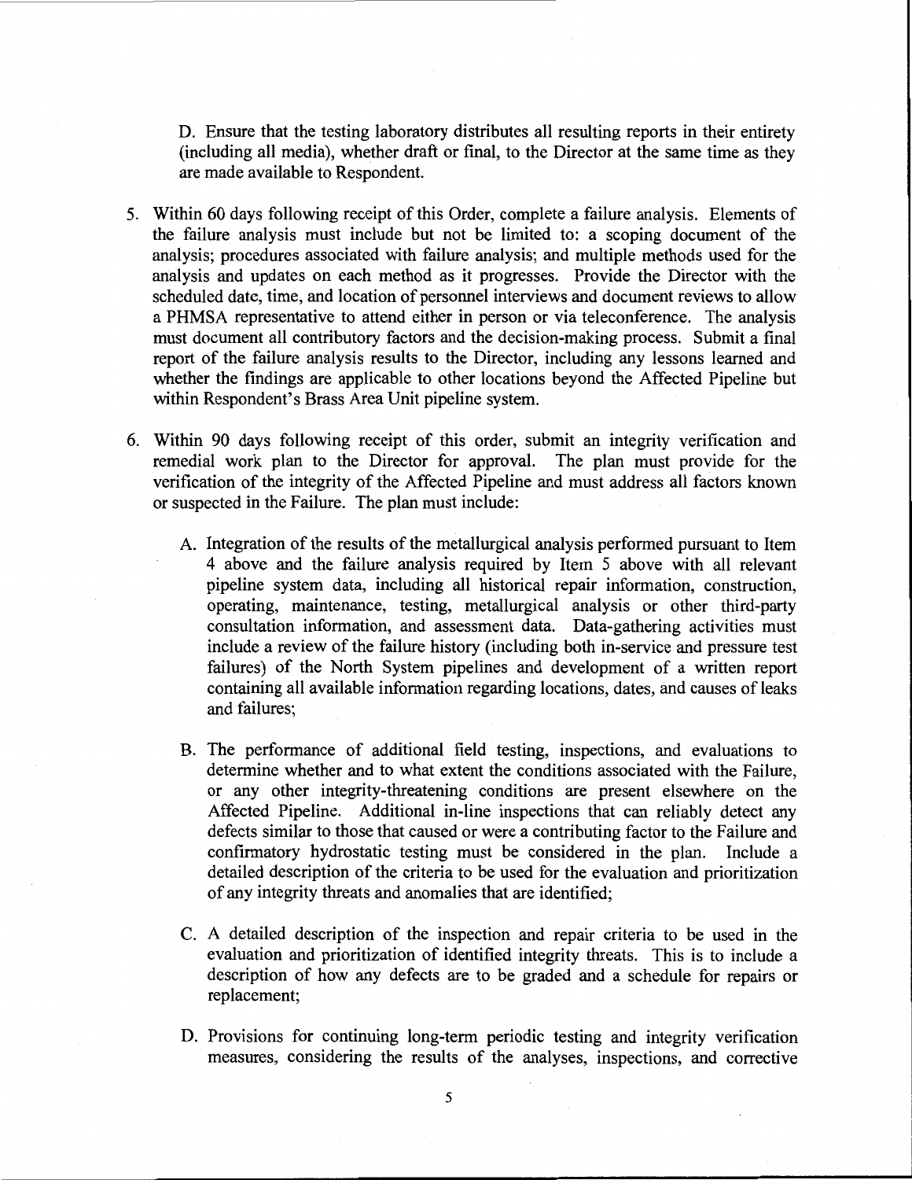D. Ensure that the testing laboratory distributes all resulting reports in their entirety (including all media), whether draft or final, to the Director at the same time as they are made available to Respondent.

5. Within 60 days following receipt of this Order, complete a failure analysis. Elements of the failure analysis must include but not be limited to: a scoping document of the analysis; procedures associated with failure analysis; and multiple methods used for the analysis and updates on each method as it progresses. Provide the Director with the scheduled date, time, and location of personnel interviews and document reviews to allow a PHMSA representative to attend either in person or via teleconference. The analysis must document all contributory factors and the decision-making process. Submit a final report of the failure analysis results to the Director, including any lessons learned and whether the findings are applicable to other locations beyond the Affected Pipeline but within Respondent's Brass Area Unit pipeline system.

6. Within 90 days following receipt of this order, submit an integrity verification and remedial work plan to the Director for approval. The plan must provide for the verification of the integrity of the Affected Pipeline and must address all factors known or suspected in the Failure. The plan must include:

   A. Integration of the results of the metallurgical analysis performed pursuant to Item 4 above and the failure analysis required by Item 5 above with all relevant pipeline system data, including all historical repair information, construction, operating, maintenance, testing, metallurgical analysis or other third-party consultation information, and assessment data. Data-gathering activities must include a review of the failure history (including both in-service and pressure test failures) of the North System pipelines and development of a written report containing all available information regarding locations, dates, and causes of leaks and failures;

   B. The performance of additional field testing, inspections, and evaluations to determine whether and to what extent the conditions associated with the Failure, or any other integrity-threatening conditions are present elsewhere on the Affected Pipeline. Additional in-line inspections that can reliably detect any defects similar to those that caused or were a contributing factor to the Failure and confirmatory hydrostatic testing must be considered in the plan. Include a detailed description of the criteria to be used for the evaluation and prioritization of any integrity threats and anomalies that are identified;

   C. A detailed description of the inspection and repair criteria to be used in the evaluation and prioritization of identified integrity threats. This is to include a description of how any defects are to be graded and a schedule for repairs or replacement;

   D. Provisions for continuing long-term periodic testing and integrity verification measures, considering the results of the analyses, inspections, and corrective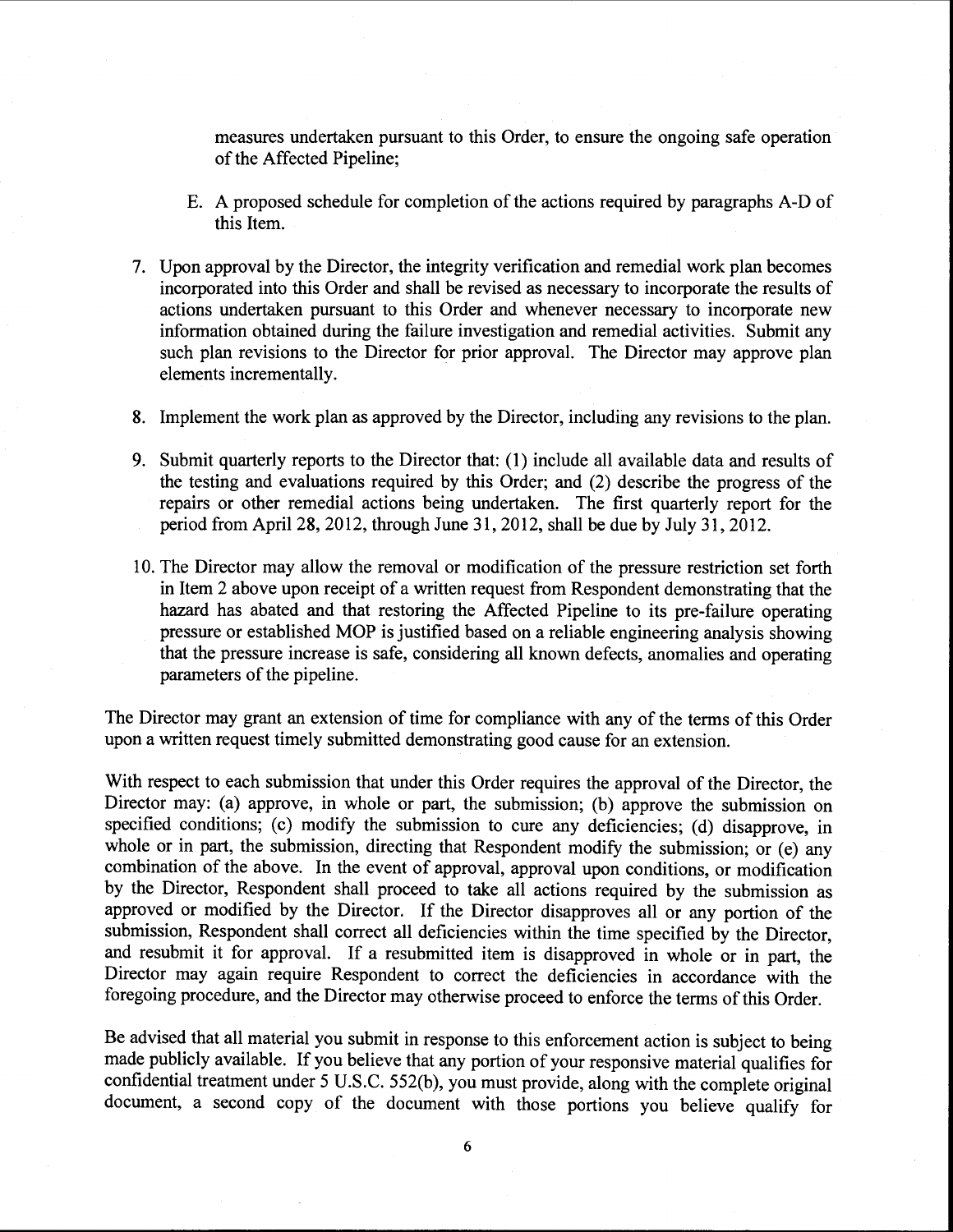measures undertaken pursuant to this Order, to ensure the ongoing safe operation of the Affected Pipeline;

E. A proposed schedule for completion of the actions required by paragraphs A-D of this Item.

7. Upon approval by the Director, the integrity verification and remedial work plan becomes incorporated into this Order and shall be revised as necessary to incorporate the results of actions undertaken pursuant to this Order and whenever necessary to incorporate new information obtained during the failure investigation and remedial activities. Submit any such plan revisions to the Director for prior approval. The Director may approve plan elements incrementally.

8. Implement the work plan as approved by the Director, including any revisions to the plan.

9. Submit quarterly reports to the Director that: (1) include all available data and results of the testing and evaluations required by this Order; and (2) describe the progress of the repairs or other remedial actions being undertaken. The first quarterly report for the period from April 28, 2012, through June 31, 2012, shall be due by July 31, 2012.

10. The Director may allow the removal or modification of the pressure restriction set forth in Item 2 above upon receipt of a written request from Respondent demonstrating that the hazard has abated and that restoring the Affected Pipeline to its pre-failure operating pressure or established MOP is justified based on a reliable engineering analysis showing that the pressure increase is safe, considering all known defects, anomalies and operating parameters of the pipeline.

The Director may grant an extension of time for compliance with any of the terms of this Order upon a written request timely submitted demonstrating good cause for an extension.

With respect to each submission that under this Order requires the approval of the Director, the Director may: (a) approve, in whole or part, the submission; (b) approve the submission on specified conditions; (c) modify the submission to cure any deficiencies; (d) disapprove, in whole or in part, the submission, directing that Respondent modify the submission; or (e) any combination of the above. In the event of approval, approval upon conditions, or modification by the Director, Respondent shall proceed to take all actions required by the submission as approved or modified by the Director. If the Director disapproves all or any portion of the submission, Respondent shall correct all deficiencies within the time specified by the Director, and resubmit it for approval. If a resubmitted item is disapproved in whole or in part, the Director may again require Respondent to correct the deficiencies in accordance with the foregoing procedure, and the Director may otherwise proceed to enforce the terms of this Order.

Be advised that all material you submit in response to this enforcement action is subject to being made publicly available. If you believe that any portion of your responsive material qualifies for confidential treatment under 5 U.S.C. 552(b), you must provide, along with the complete original document, a second copy of the document with those portions you believe qualify for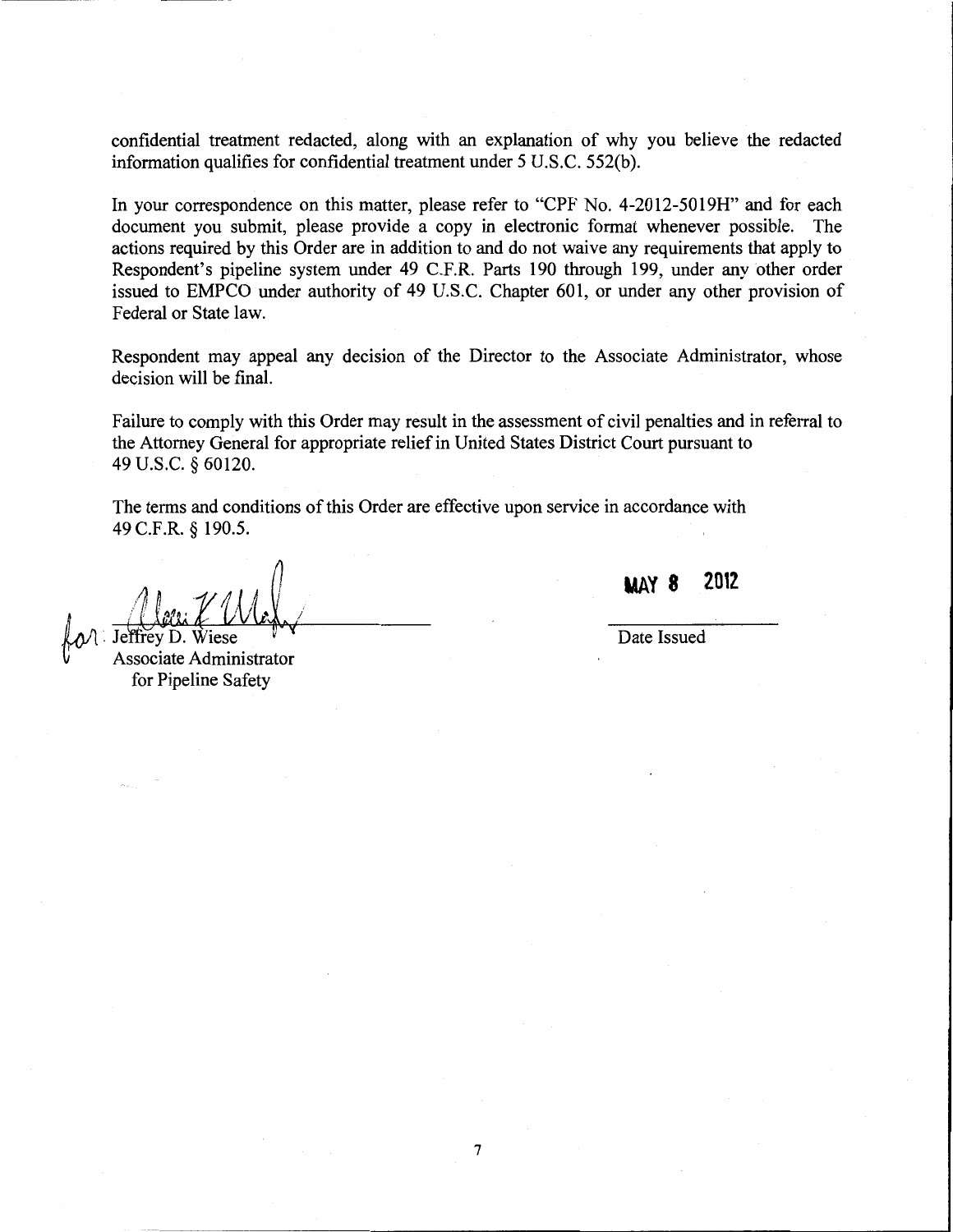confidential treatment redacted, along with an explanation of why you believe the redacted information qualifies for confidential treatment under 5 U.S.C. 552(b).

In your correspondence on this matter, please refer to "CPF No. 4-2012-5019H" and for each document you submit, please provide a copy in electronic format whenever possible. The actions required by this Order are in addition to and do not waive any requirements that apply to Respondent's pipeline system under 49 C.F.R. Parts 190 through 199, under any other order issued to EMPCO under authority of 49 U.S.C. Chapter 601, or under any other provision of Federal or State law.

Respondent may appeal any decision of the Director to the Associate Administrator, whose decision will be final.

Failure to comply with this Order may result in the assessment of civil penalties and in referral to the Attorney General for appropriate relief in United States District Court pursuant to 49 U.S.C. § 60120.

The terms and conditions of this Order are effective upon service in accordance with 49 C.F.R. § 190.5.

for Jeffrey D. Wiese
Associate Administrator
for Pipeline Safety

MAY 8 2012

Date Issued